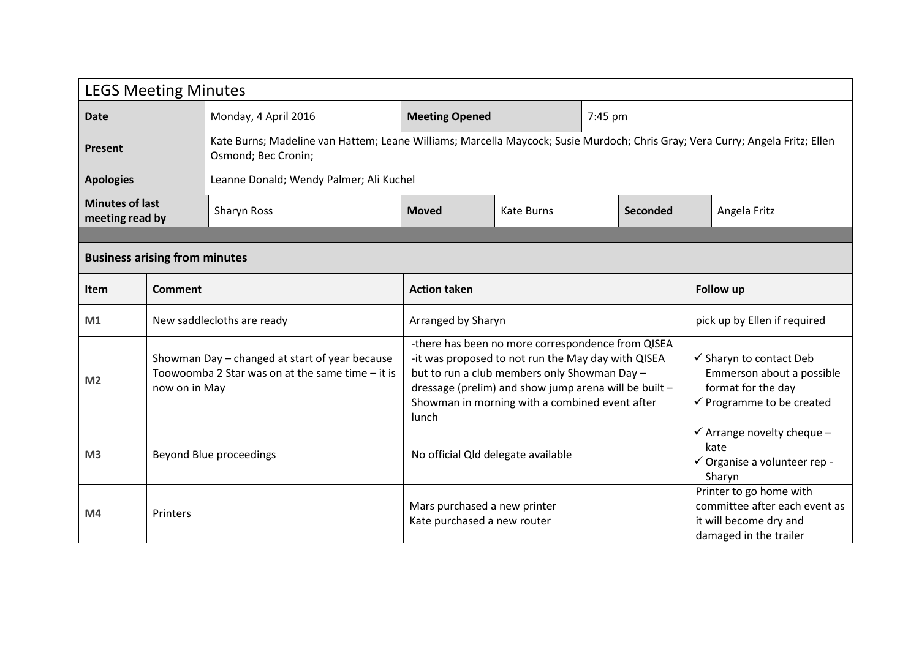# LEGS Meeting Minutes

| **Date** | Monday, 4 April 2016 | **Meeting Opened** | 7:45 pm | | |
|---|---|---|---|---|---|
| **Present** | Kate Burns; Madeline van Hattem; Leane Williams; Marcella Maycock; Susie Murdoch; Chris Gray; Vera Curry; Angela Fritz; Ellen Osmond; Bec Cronin; | | | | |
| **Apologies** | Leanne Donald; Wendy Palmer; Ali Kuchel | | | | |
| **Minutes of last meeting read by** | Sharyn Ross | **Moved** | Kate Burns | **Seconded** | Angela Fritz |

## Business arising from minutes

| Item | Comment | Action taken | Follow up |
|---|---|---|---|
| **M1** | New saddlecloths are ready | Arranged by Sharyn | pick up by Ellen if required |
| **M2** | Showman Day – changed at start of year because Toowoomba 2 Star was on at the same time – it is now on in May | -there has been no more correspondence from QISEA<br>-it was proposed to not run the May day with QISEA but to run a club members only Showman Day – dressage (prelim) and show jump arena will be built – Showman in morning with a combined event after lunch | ✓ Sharyn to contact Deb Emmerson about a possible format for the day<br>✓ Programme to be created |
| **M3** | Beyond Blue proceedings | No official Qld delegate available | ✓ Arrange novelty cheque – kate<br>✓ Organise a volunteer rep - Sharyn |
| **M4** | Printers | Mars purchased a new printer<br>Kate purchased a new router | Printer to go home with committee after each event as it will become dry and damaged in the trailer |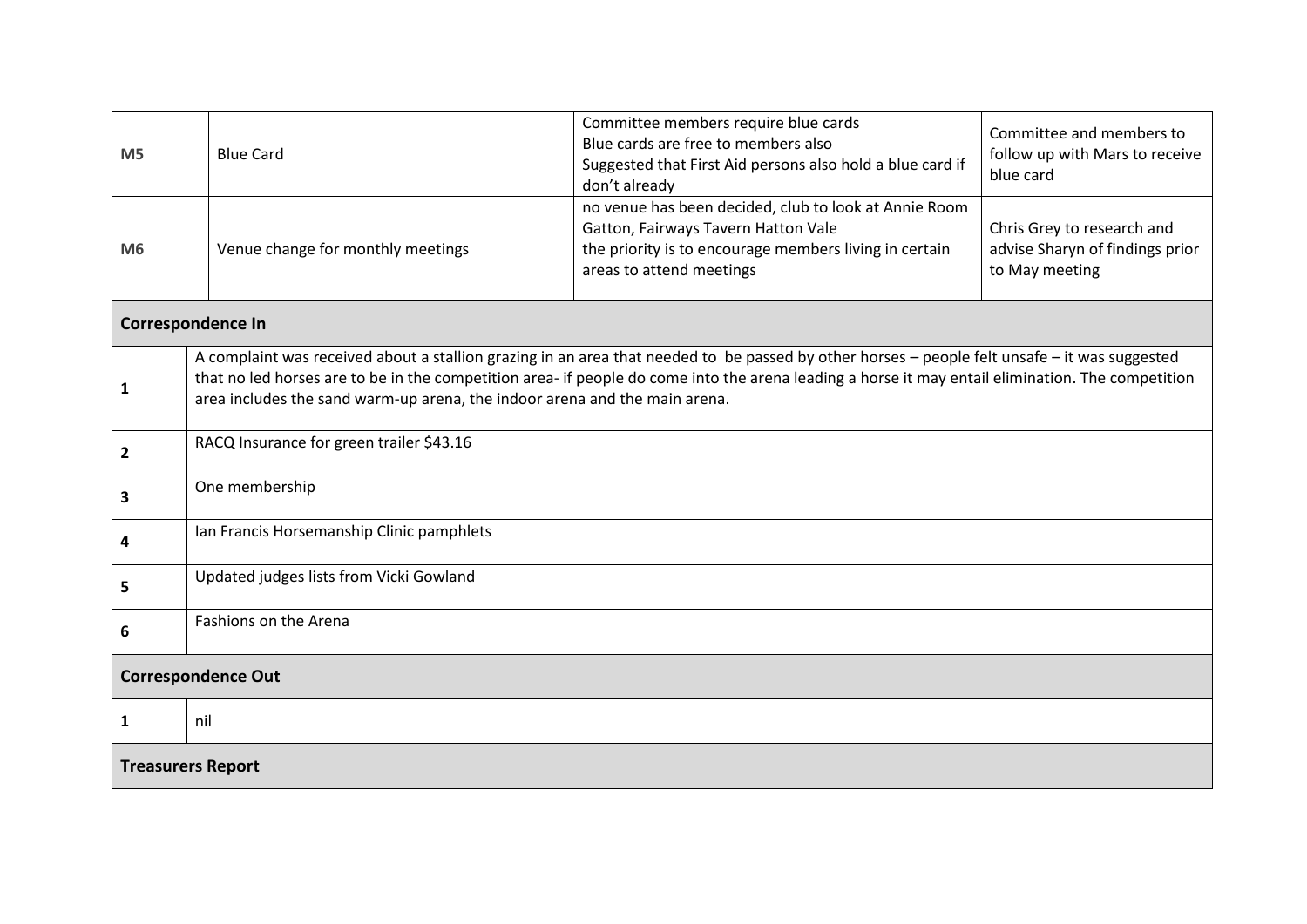| | | | |
|---|---|---|---|
| **M5** | Blue Card | Committee members require blue cards<br>Blue cards are free to members also<br>Suggested that First Aid persons also hold a blue card if don't already | Committee and members to follow up with Mars to receive blue card |
| **M6** | Venue change for monthly meetings | no venue has been decided, club to look at Annie Room Gatton, Fairways Tavern Hatton Vale<br>the priority is to encourage members living in certain areas to attend meetings | Chris Grey to research and advise Sharyn of findings prior to May meeting |

**Correspondence In**

| | |
|---|---|
| **1** | A complaint was received about a stallion grazing in an area that needed to be passed by other horses – people felt unsafe – it was suggested that no led horses are to be in the competition area- if people do come into the arena leading a horse it may entail elimination. The competition area includes the sand warm-up arena, the indoor arena and the main arena. |
| **2** | RACQ Insurance for green trailer $43.16 |
| **3** | One membership |
| **4** | Ian Francis Horsemanship Clinic pamphlets |
| **5** | Updated judges lists from Vicki Gowland |
| **6** | Fashions on the Arena |

**Correspondence Out**

| | |
|---|---|
| **1** | nil |

**Treasurers Report**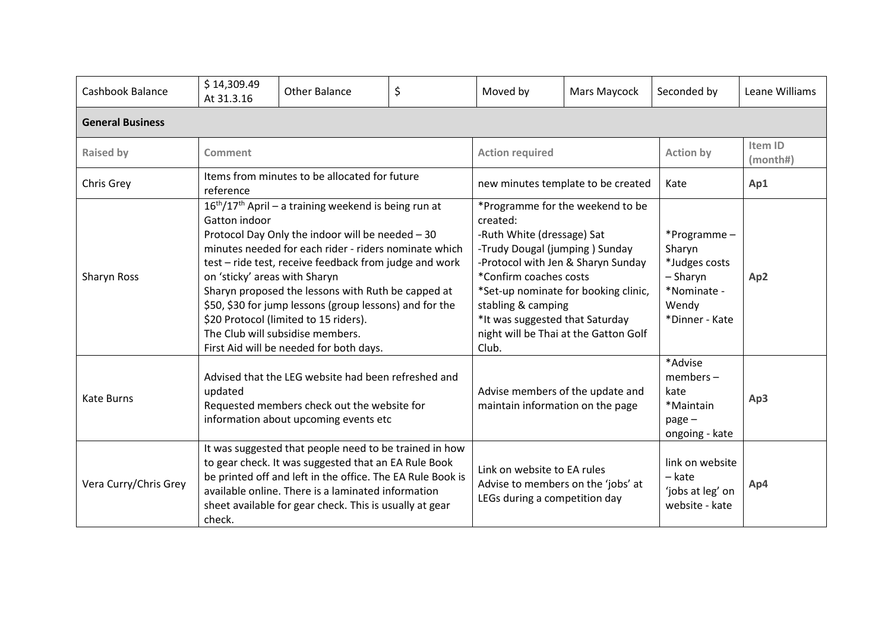| Cashbook Balance | $ 14,309.49 At 31.3.16 | Other Balance | $ | Moved by | Mars Maycock | Seconded by | Leane Williams |
|---|---|---|---|---|---|---|---|

**General Business**

| Raised by | Comment | Action required | Action by | Item ID (month#) |
|---|---|---|---|---|
| Chris Grey | Items from minutes to be allocated for future reference | new minutes template to be created | Kate | **Ap1** |
| Sharyn Ross | 16th/17th April – a training weekend is being run at Gatton indoor<br>Protocol Day Only the indoor will be needed – 30 minutes needed for each rider - riders nominate which test – ride test, receive feedback from judge and work on 'sticky' areas with Sharyn<br>Sharyn proposed the lessons with Ruth be capped at $50, $30 for jump lessons (group lessons) and for the $20 Protocol (limited to 15 riders).<br>The Club will subsidise members.<br>First Aid will be needed for both days. | *Programme for the weekend to be created:<br>-Ruth White (dressage) Sat<br>-Trudy Dougal (jumping ) Sunday<br>-Protocol with Jen & Sharyn Sunday<br>*Confirm coaches costs<br>*Set-up nominate for booking clinic, stabling & camping<br>*It was suggested that Saturday night will be Thai at the Gatton Golf Club. | *Programme – Sharyn<br>*Judges costs – Sharyn<br>*Nominate - Wendy<br>*Dinner - Kate | **Ap2** |
| Kate Burns | Advised that the LEG website had been refreshed and updated<br>Requested members check out the website for information about upcoming events etc | Advise members of the update and maintain information on the page | *Advise members – kate<br>*Maintain page – ongoing - kate | **Ap3** |
| Vera Curry/Chris Grey | It was suggested that people need to be trained in how to gear check. It was suggested that an EA Rule Book be printed off and left in the office. The EA Rule Book is available online. There is a laminated information sheet available for gear check. This is usually at gear check. | Link on website to EA rules<br>Advise to members on the 'jobs' at LEGs during a competition day | link on website – kate<br>'jobs at leg' on website - kate | **Ap4** |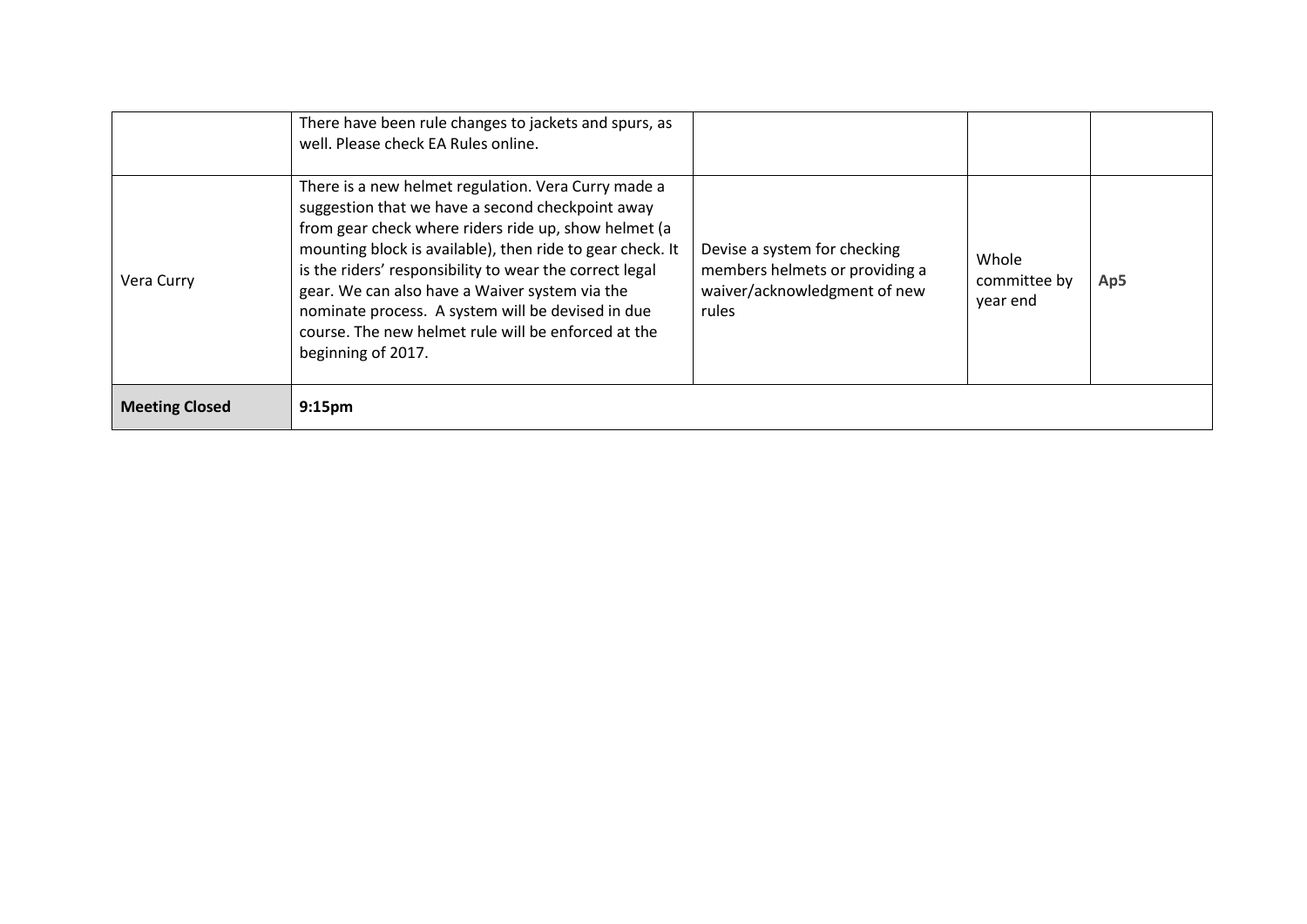| | | | | |
|---|---|---|---|---|
| | There have been rule changes to jackets and spurs, as well. Please check EA Rules online. | | | |
| Vera Curry | There is a new helmet regulation. Vera Curry made a suggestion that we have a second checkpoint away from gear check where riders ride up, show helmet (a mounting block is available), then ride to gear check. It is the riders' responsibility to wear the correct legal gear. We can also have a Waiver system via the nominate process. A system will be devised in due course. The new helmet rule will be enforced at the beginning of 2017. | Devise a system for checking members helmets or providing a waiver/acknowledgment of new rules | Whole committee by year end | **Ap5** |
| **Meeting Closed** | **9:15pm** | | | |